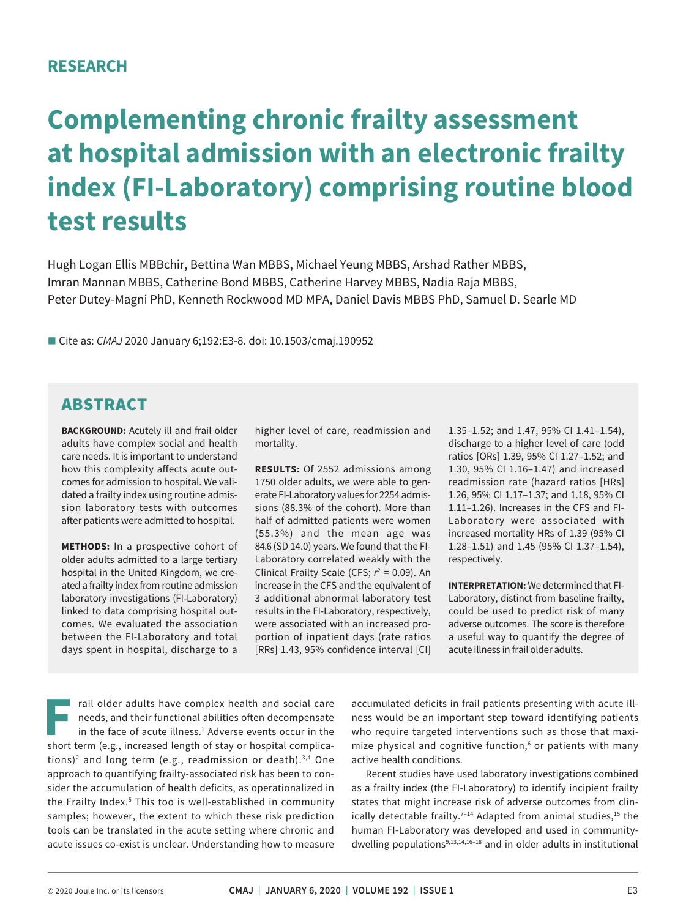RESEARCH

# Complementing chronic frailty assessment at hospital admission with an electronic frailty index (FI-Laboratory) comprising routine blood test results

Hugh Logan Ellis MBBchir, Bettina Wan MBBS, Michael Yeung MBBS, Arshad Rather MBBS, Imran Mannan MBBS, Catherine Bond MBBS, Catherine Harvey MBBS, Nadia Raja MBBS, Peter Dutey-Magni PhD, Kenneth Rockwood MD MPA, Daniel Davis MBBS PhD, Samuel D. Searle MD

■ Cite as: *CMAJ* 2020 January 6;192:E3-8. doi: 10.1503/cmaj.190952

## ABSTRACT

**BACKGROUND:** Acutely ill and frail older adults have complex social and health care needs. It is important to understand how this complexity affects acute outcomes for admission to hospital. We validated a frailty index using routine admission laboratory tests with outcomes after patients were admitted to hospital.

**METHODS:** In a prospective cohort of older adults admitted to a large tertiary hospital in the United Kingdom, we created a frailty index from routine admission laboratory investigations (FI-Laboratory) linked to data comprising hospital outcomes. We evaluated the association between the FI-Laboratory and total days spent in hospital, discharge to a higher level of care, readmission and mortality.

**RESULTS:** Of 2552 admissions among 1750 older adults, we were able to generate FI-Laboratory values for 2254 admissions (88.3% of the cohort). More than half of admitted patients were women (55.3%) and the mean age was 84.6 (SD 14.0) years. We found that the FI-Laboratory correlated weakly with the Clinical Frailty Scale (CFS; $r^2 = 0.09$). An increase in the CFS and the equivalent of 3 additional abnormal laboratory test results in the FI-Laboratory, respectively, were associated with an increased proportion of inpatient days (rate ratios [RRs] 1.43, 95% confidence interval [CI] 1.35–1.52; and 1.47, 95% CI 1.41–1.54), discharge to a higher level of care (odd ratios [ORs] 1.39, 95% CI 1.27–1.52; and 1.30, 95% CI 1.16–1.47) and increased readmission rate (hazard ratios [HRs] 1.26, 95% CI 1.17–1.37; and 1.18, 95% CI 1.11–1.26). Increases in the CFS and FI-Laboratory were associated with increased mortality HRs of 1.39 (95% CI 1.28–1.51) and 1.45 (95% CI 1.37–1.54), respectively.

**INTERPRETATION:** We determined that FI-Laboratory, distinct from baseline frailty, could be used to predict risk of many adverse outcomes. The score is therefore a useful way to quantify the degree of acute illness in frail older adults.

Frail older adults have complex health and social care needs, and their functional abilities often decompensate in the face of acute illness.[1] Adverse events occur in the short term (e.g., increased length of stay or hospital complications)[2] and long term (e.g., readmission or death).[3,4] One approach to quantifying frailty-associated risk has been to consider the accumulation of health deficits, as operationalized in the Frailty Index.[5] This too is well-established in community samples; however, the extent to which these risk prediction tools can be translated in the acute setting where chronic and acute issues co-exist is unclear. Understanding how to measure accumulated deficits in frail patients presenting with acute illness would be an important step toward identifying patients who require targeted interventions such as those that maximize physical and cognitive function,[6] or patients with many active health conditions.

Recent studies have used laboratory investigations combined as a frailty index (the FI-Laboratory) to identify incipient frailty states that might increase risk of adverse outcomes from clinically detectable frailty.[7–14] Adapted from animal studies,[15] the human FI-Laboratory was developed and used in community-dwelling populations[9,13,14,16–18] and in older adults in institutional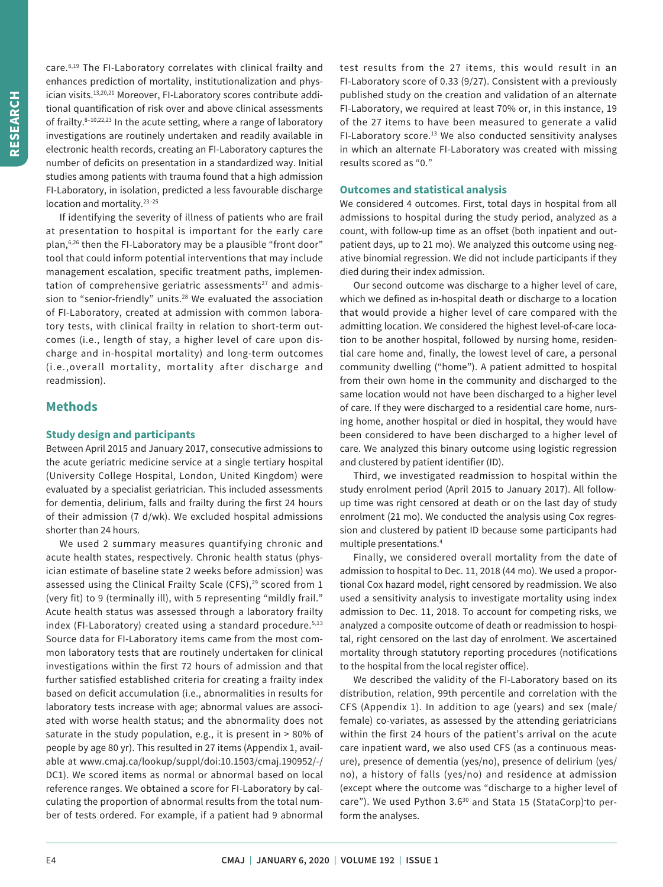care.[8,19] The FI-Laboratory correlates with clinical frailty and enhances prediction of mortality, institutionalization and physician visits.[13,20,21] Moreover, FI-Laboratory scores contribute additional quantification of risk over and above clinical assessments of frailty.[8–10,22,23] In the acute setting, where a range of laboratory investigations are routinely undertaken and readily available in electronic health records, creating an FI-Laboratory captures the number of deficits on presentation in a standardized way. Initial studies among patients with trauma found that a high admission FI-Laboratory, in isolation, predicted a less favourable discharge location and mortality.[23–25]

If identifying the severity of illness of patients who are frail at presentation to hospital is important for the early care plan,[6,26] then the FI-Laboratory may be a plausible "front door" tool that could inform potential interventions that may include management escalation, specific treatment paths, implementation of comprehensive geriatric assessments[27] and admission to "senior-friendly" units.[28] We evaluated the association of FI-Laboratory, created at admission with common laboratory tests, with clinical frailty in relation to short-term outcomes (i.e., length of stay, a higher level of care upon discharge and in-hospital mortality) and long-term outcomes (i.e., overall mortality, mortality after discharge and readmission).

## Methods

### Study design and participants

Between April 2015 and January 2017, consecutive admissions to the acute geriatric medicine service at a single tertiary hospital (University College Hospital, London, United Kingdom) were evaluated by a specialist geriatrician. This included assessments for dementia, delirium, falls and frailty during the first 24 hours of their admission (7 d/wk). We excluded hospital admissions shorter than 24 hours.

We used 2 summary measures quantifying chronic and acute health states, respectively. Chronic health status (physician estimate of baseline state 2 weeks before admission) was assessed using the Clinical Frailty Scale (CFS),[29] scored from 1 (very fit) to 9 (terminally ill), with 5 representing "mildly frail." Acute health status was assessed through a laboratory frailty index (FI-Laboratory) created using a standard procedure.[5,13] Source data for FI-Laboratory items came from the most common laboratory tests that are routinely undertaken for clinical investigations within the first 72 hours of admission and that further satisfied established criteria for creating a frailty index based on deficit accumulation (i.e., abnormalities in results for laboratory tests increase with age; abnormal values are associated with worse health status; and the abnormality does not saturate in the study population, e.g., it is present in > 80% of people by age 80 yr). This resulted in 27 items (Appendix 1, available at www.cmaj.ca/lookup/suppl/doi:10.1503/cmaj.190952/-/DC1). We scored items as normal or abnormal based on local reference ranges. We obtained a score for FI-Laboratory by calculating the proportion of abnormal results from the total number of tests ordered. For example, if a patient had 9 abnormal test results from the 27 items, this would result in an FI-Laboratory score of 0.33 (9/27). Consistent with a previously published study on the creation and validation of an alternate FI-Laboratory, we required at least 70% or, in this instance, 19 of the 27 items to have been measured to generate a valid FI-Laboratory score.[13] We also conducted sensitivity analyses in which an alternate FI-Laboratory was created with missing results scored as "0."

### Outcomes and statistical analysis

We considered 4 outcomes. First, total days in hospital from all admissions to hospital during the study period, analyzed as a count, with follow-up time as an offset (both inpatient and outpatient days, up to 21 mo). We analyzed this outcome using negative binomial regression. We did not include participants if they died during their index admission.

Our second outcome was discharge to a higher level of care, which we defined as in-hospital death or discharge to a location that would provide a higher level of care compared with the admitting location. We considered the highest level-of-care location to be another hospital, followed by nursing home, residential care home and, finally, the lowest level of care, a personal community dwelling ("home"). A patient admitted to hospital from their own home in the community and discharged to the same location would not have been discharged to a higher level of care. If they were discharged to a residential care home, nursing home, another hospital or died in hospital, they would have been considered to have been discharged to a higher level of care. We analyzed this binary outcome using logistic regression and clustered by patient identifier (ID).

Third, we investigated readmission to hospital within the study enrolment period (April 2015 to January 2017). All follow-up time was right censored at death or on the last day of study enrolment (21 mo). We conducted the analysis using Cox regression and clustered by patient ID because some participants had multiple presentations.[4]

Finally, we considered overall mortality from the date of admission to hospital to Dec. 11, 2018 (44 mo). We used a proportional Cox hazard model, right censored by readmission. We also used a sensitivity analysis to investigate mortality using index admission to Dec. 11, 2018. To account for competing risks, we analyzed a composite outcome of death or readmission to hospital, right censored on the last day of enrolment. We ascertained mortality through statutory reporting procedures (notifications to the hospital from the local register office).

We described the validity of the FI-Laboratory based on its distribution, relation, 99th percentile and correlation with the CFS (Appendix 1). In addition to age (years) and sex (male/female) co-variates, as assessed by the attending geriatricians within the first 24 hours of the patient's arrival on the acute care inpatient ward, we also used CFS (as a continuous measure), presence of dementia (yes/no), presence of delirium (yes/no), a history of falls (yes/no) and residence at admission (except where the outcome was "discharge to a higher level of care"). We used Python 3.6[30] and Stata 15 (StataCorp) to perform the analyses.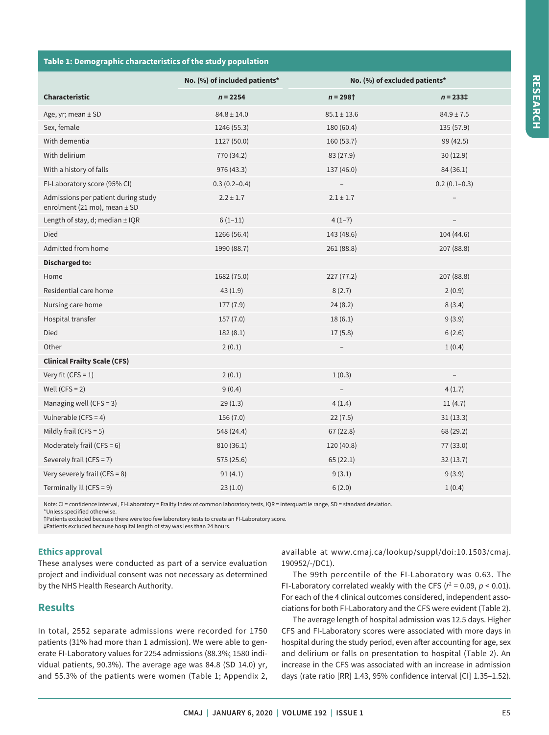**Table 1: Demographic characteristics of the study population**

| Characteristic | No. (%) of included patients* | No. (%) of excluded patients* | |
|---|---|---|---|
| | n = 2254 | n = 298† | n = 233‡ |
| Age, yr; mean ± SD | 84.8 ± 14.0 | 85.1 ± 13.6 | 84.9 ± 7.5 |
| Sex, female | 1246 (55.3) | 180 (60.4) | 135 (57.9) |
| With dementia | 1127 (50.0) | 160 (53.7) | 99 (42.5) |
| With delirium | 770 (34.2) | 83 (27.9) | 30 (12.9) |
| With a history of falls | 976 (43.3) | 137 (46.0) | 84 (36.1) |
| FI-Laboratory score (95% CI) | 0.3 (0.2–0.4) | – | 0.2 (0.1–0.3) |
| Admissions per patient during study enrolment (21 mo), mean ± SD | 2.2 ± 1.7 | 2.1 ± 1.7 | – |
| Length of stay, d; median ± IQR | 6 (1–11) | 4 (1–7) | – |
| Died | 1266 (56.4) | 143 (48.6) | 104 (44.6) |
| Admitted from home | 1990 (88.7) | 261 (88.8) | 207 (88.8) |
| **Discharged to:** | | | |
| Home | 1682 (75.0) | 227 (77.2) | 207 (88.8) |
| Residential care home | 43 (1.9) | 8 (2.7) | 2 (0.9) |
| Nursing care home | 177 (7.9) | 24 (8.2) | 8 (3.4) |
| Hospital transfer | 157 (7.0) | 18 (6.1) | 9 (3.9) |
| Died | 182 (8.1) | 17 (5.8) | 6 (2.6) |
| Other | 2 (0.1) | – | 1 (0.4) |
| **Clinical Frailty Scale (CFS)** | | | |
| Very fit (CFS = 1) | 2 (0.1) | 1 (0.3) | – |
| Well (CFS = 2) | 9 (0.4) | – | 4 (1.7) |
| Managing well (CFS = 3) | 29 (1.3) | 4 (1.4) | 11 (4.7) |
| Vulnerable (CFS = 4) | 156 (7.0) | 22 (7.5) | 31 (13.3) |
| Mildly frail (CFS = 5) | 548 (24.4) | 67 (22.8) | 68 (29.2) |
| Moderately frail (CFS = 6) | 810 (36.1) | 120 (40.8) | 77 (33.0) |
| Severely frail (CFS = 7) | 575 (25.6) | 65 (22.1) | 32 (13.7) |
| Very severely frail (CFS = 8) | 91 (4.1) | 9 (3.1) | 9 (3.9) |
| Terminally ill (CFS = 9) | 23 (1.0) | 6 (2.0) | 1 (0.4) |

Note: CI = confidence interval, FI-Laboratory = Frailty Index of common laboratory tests, IQR = interquartile range, SD = standard deviation.
*Unless speciified otherwise.
†Patients excluded because there were too few laboratory tests to create an FI-Laboratory score.
‡Patients excluded because hospital length of stay was less than 24 hours.

## Ethics approval

These analyses were conducted as part of a service evaluation project and individual consent was not necessary as determined by the NHS Health Research Authority.

## Results

In total, 2552 separate admissions were recorded for 1750 patients (31% had more than 1 admission). We were able to generate FI-Laboratory values for 2254 admissions (88.3%; 1580 individual patients, 90.3%). The average age was 84.8 (SD 14.0) yr, and 55.3% of the patients were women (Table 1; Appendix 2, available at www.cmaj.ca/lookup/suppl/doi:10.1503/cmaj.190952/-/DC1).

The 99th percentile of the FI-Laboratory was 0.63. The FI-Laboratory correlated weakly with the CFS ($r^2$ = 0.09, $p$ < 0.01). For each of the 4 clinical outcomes considered, independent associations for both FI-Laboratory and the CFS were evident (Table 2).

The average length of hospital admission was 12.5 days. Higher CFS and FI-Laboratory scores were associated with more days in hospital during the study period, even after accounting for age, sex and delirium or falls on presentation to hospital (Table 2). An increase in the CFS was associated with an increase in admission days (rate ratio [RR] 1.43, 95% confidence interval [CI] 1.35–1.52).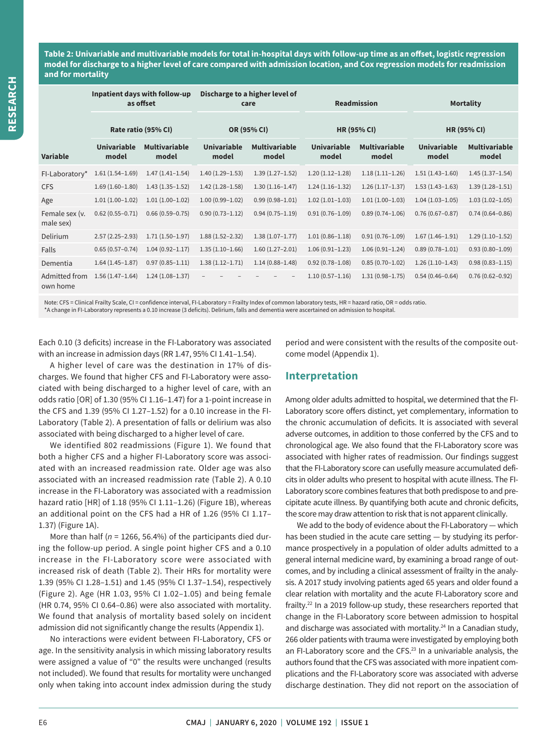**Table 2: Univariable and multivariable models for total in-hospital days with follow-up time as an offset, logistic regression model for discharge to a higher level of care compared with admission location, and Cox regression models for readmission and for mortality**

| Variable | Inpatient days with follow-up as offset | | Discharge to a higher level of care | | Readmission | | Mortality | |
|---|---|---|---|---|---|---|---|---|
| | Rate ratio (95% CI) | | OR (95% CI) | | HR (95% CI) | | HR (95% CI) | |
| | Univariable model | Multivariable model | Univariable model | Multivariable model | Univariable model | Multivariable model | Univariable model | Multivariable model |
| FI-Laboratory* | 1.61 (1.54–1.69) | 1.47 (1.41–1.54) | 1.40 (1.29–1.53) | 1.39 (1.27–1.52) | 1.20 (1.12–1.28) | 1.18 (1.11–1.26) | 1.51 (1.43–1.60) | 1.45 (1.37–1.54) |
| CFS | 1.69 (1.60–1.80) | 1.43 (1.35–1.52) | 1.42 (1.28–1.58) | 1.30 (1.16–1.47) | 1.24 (1.16–1.32) | 1.26 (1.17–1.37) | 1.53 (1.43–1.63) | 1.39 (1.28–1.51) |
| Age | 1.01 (1.00–1.02) | 1.01 (1.00–1.02) | 1.00 (0.99–1.02) | 0.99 (0.98–1.01) | 1.02 (1.01–1.03) | 1.01 (1.00–1.03) | 1.04 (1.03–1.05) | 1.03 (1.02–1.05) |
| Female sex (v. male sex) | 0.62 (0.55–0.71) | 0.66 (0.59–0.75) | 0.90 (0.73–1.12) | 0.94 (0.75–1.19) | 0.91 (0.76–1.09) | 0.89 (0.74–1.06) | 0.76 (0.67–0.87) | 0.74 (0.64–0.86) |
| Delirium | 2.57 (2.25–2.93) | 1.71 (1.50–1.97) | 1.88 (1.52–2.32) | 1.38 (1.07–1.77) | 1.01 (0.86–1.18) | 0.91 (0.76–1.09) | 1.67 (1.46–1.91) | 1.29 (1.10–1.52) |
| Falls | 0.65 (0.57–0.74) | 1.04 (0.92–1.17) | 1.35 (1.10–1.66) | 1.60 (1.27–2.01) | 1.06 (0.91–1.23) | 1.06 (0.91–1.24) | 0.89 (0.78–1.01) | 0.93 (0.80–1.09) |
| Dementia | 1.64 (1.45–1.87) | 0.97 (0.85–1.11) | 1.38 (1.12–1.71) | 1.14 (0.88–1.48) | 0.92 (0.78–1.08) | 0.85 (0.70–1.02) | 1.26 (1.10–1.43) | 0.98 (0.83–1.15) |
| Admitted from own home | 1.56 (1.47–1.64) | 1.24 (1.08–1.37) | – – – | – – – | 1.10 (0.57–1.16) | 1.31 (0.98–1.75) | 0.54 (0.46–0.64) | 0.76 (0.62–0.92) |

Note: CFS = Clinical Frailty Scale, CI = confidence interval, FI-Laboratory = Frailty Index of common laboratory tests, HR = hazard ratio, OR = odds ratio.
*A change in FI-Laboratory represents a 0.10 increase (3 deficits). Delirium, falls and dementia were ascertained on admission to hospital.

Each 0.10 (3 deficits) increase in the FI-Laboratory was associated with an increase in admission days (RR 1.47, 95% CI 1.41–1.54).

A higher level of care was the destination in 17% of discharges. We found that higher CFS and FI-Laboratory were associated with being discharged to a higher level of care, with an odds ratio [OR] of 1.30 (95% CI 1.16–1.47) for a 1-point increase in the CFS and 1.39 (95% CI 1.27–1.52) for a 0.10 increase in the FI-Laboratory (Table 2). A presentation of falls or delirium was also associated with being discharged to a higher level of care.

We identified 802 readmissions (Figure 1). We found that both a higher CFS and a higher FI-Laboratory score was associated with an increased readmission rate. Older age was also associated with an increased readmission rate (Table 2). A 0.10 increase in the FI-Laboratory was associated with a readmission hazard ratio [HR] of 1.18 (95% CI 1.11–1.26) (Figure 1B), whereas an additional point on the CFS had a HR of 1.26 (95% CI 1.17–1.37) (Figure 1A).

More than half ($n$ = 1266, 56.4%) of the participants died during the follow-up period. A single point higher CFS and a 0.10 increase in the FI-Laboratory score were associated with increased risk of death (Table 2). Their HRs for mortality were 1.39 (95% CI 1.28–1.51) and 1.45 (95% CI 1.37–1.54), respectively (Figure 2). Age (HR 1.03, 95% CI 1.02–1.05) and being female (HR 0.74, 95% CI 0.64–0.86) were also associated with mortality. We found that analysis of mortality based solely on incident admission did not significantly change the results (Appendix 1).

No interactions were evident between FI-Laboratory, CFS or age. In the sensitivity analysis in which missing laboratory results were assigned a value of "0" the results were unchanged (results not included). We found that results for mortality were unchanged only when taking into account index admission during the study period and were consistent with the results of the composite outcome model (Appendix 1).

## Interpretation

Among older adults admitted to hospital, we determined that the FI-Laboratory score offers distinct, yet complementary, information to the chronic accumulation of deficits. It is associated with several adverse outcomes, in addition to those conferred by the CFS and to chronological age. We also found that the FI-Laboratory score was associated with higher rates of readmission. Our findings suggest that the FI-Laboratory score can usefully measure accumulated deficits in older adults who present to hospital with acute illness. The FI-Laboratory score combines features that both predispose to and precipitate acute illness. By quantifying both acute and chronic deficits, the score may draw attention to risk that is not apparent clinically.

We add to the body of evidence about the FI-Laboratory — which has been studied in the acute care setting — by studying its performance prospectively in a population of older adults admitted to a general internal medicine ward, by examining a broad range of outcomes, and by including a clinical assessment of frailty in the analysis. A 2017 study involving patients aged 65 years and older found a clear relation with mortality and the acute FI-Laboratory score and frailty.[22] In a 2019 follow-up study, these researchers reported that change in the FI-Laboratory score between admission to hospital and discharge was associated with mortality.[24] In a Canadian study, 266 older patients with trauma were investigated by employing both an FI-Laboratory score and the CFS.[23] In a univariable analysis, the authors found that the CFS was associated with more inpatient complications and the FI-Laboratory score was associated with adverse discharge destination. They did not report on the association of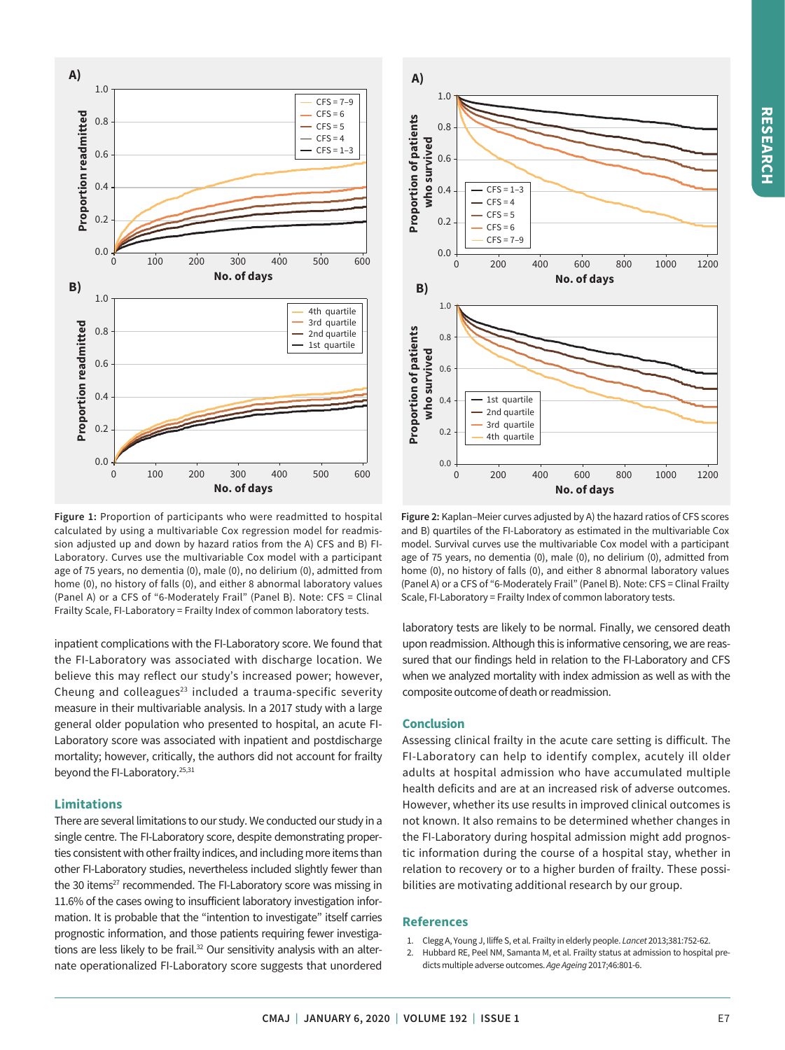A)

Proportion readmitted

1.0
0.8
0.6
0.4
0.2
0.0

0 100 200 300 400 500 600

No. of days

CFS = 7–9
CFS = 6
CFS = 5
CFS = 4
CFS = 1–3

B)

Proportion readmitted

1.0
0.8
0.6
0.4
0.2
0.0

0 100 200 300 400 500 600

No. of days

4th quartile
3rd quartile
2nd quartile
1st quartile

**Figure 1:** Proportion of participants who were readmitted to hospital calculated by using a multivariable Cox regression model for readmission adjusted up and down by hazard ratios from the A) CFS and B) FI-Laboratory. Curves use the multivariable Cox model with a participant age of 75 years, no dementia (0), male (0), no delirium (0), admitted from home (0), no history of falls (0), and either 8 abnormal laboratory values (Panel A) or a CFS of "6-Moderately Frail" (Panel B). Note: CFS = Clinal Frailty Scale, FI-Laboratory = Frailty Index of common laboratory tests.

A)

Proportion of patients who survived

1.0
0.8
0.6
0.4
0.2
0.0

0 200 400 600 800 1000 1200

No. of days

CFS = 1–3
CFS = 4
CFS = 5
CFS = 6
CFS = 7–9

B)

Proportion of patients who survived

1.0
0.8
0.6
0.4
0.2
0.0

0 200 400 600 800 1000 1200

No. of days

1st quartile
2nd quartile
3rd quartile
4th quartile

**Figure 2:** Kaplan–Meier curves adjusted by A) the hazard ratios of CFS scores and B) quartiles of the FI-Laboratory as estimated in the multivariable Cox model. Survival curves use the multivariable Cox model with a participant age of 75 years, no dementia (0), male (0), no delirium (0), admitted from home (0), no history of falls (0), and either 8 abnormal laboratory values (Panel A) or a CFS of "6-Moderately Frail" (Panel B). Note: CFS = Clinal Frailty Scale, FI-Laboratory = Frailty Index of common laboratory tests.

inpatient complications with the FI-Laboratory score. We found that the FI-Laboratory was associated with discharge location. We believe this may reflect our study's increased power; however, Cheung and colleagues[23] included a trauma-specific severity measure in their multivariable analysis. In a 2017 study with a large general older population who presented to hospital, an acute FI-Laboratory score was associated with inpatient and postdischarge mortality; however, critically, the authors did not account for frailty beyond the FI-Laboratory.[25,31]

## Limitations

There are several limitations to our study. We conducted our study in a single centre. The FI-Laboratory score, despite demonstrating properties consistent with other frailty indices, and including more items than other FI-Laboratory studies, nevertheless included slightly fewer than the 30 items[27] recommended. The FI-Laboratory score was missing in 11.6% of the cases owing to insufficient laboratory investigation information. It is probable that the "intention to investigate" itself carries prognostic information, and those patients requiring fewer investigations are less likely to be frail.[32] Our sensitivity analysis with an alternate operationalized FI-Laboratory score suggests that unordered laboratory tests are likely to be normal. Finally, we censored death upon readmission. Although this is informative censoring, we are reassured that our findings held in relation to the FI-Laboratory and CFS when we analyzed mortality with index admission as well as with the composite outcome of death or readmission.

## Conclusion

Assessing clinical frailty in the acute care setting is difficult. The FI-Laboratory can help to identify complex, acutely ill older adults at hospital admission who have accumulated multiple health deficits and are at an increased risk of adverse outcomes. However, whether its use results in improved clinical outcomes is not known. It also remains to be determined whether changes in the FI-Laboratory during hospital admission might add prognostic information during the course of a hospital stay, whether in relation to recovery or to a higher burden of frailty. These possibilities are motivating additional research by our group.

## References

1. Clegg A, Young J, Iliffe S, et al. Frailty in elderly people. *Lancet* 2013;381:752-62.
2. Hubbard RE, Peel NM, Samanta M, et al. Frailty status at admission to hospital predicts multiple adverse outcomes. *Age Ageing* 2017;46:801-6.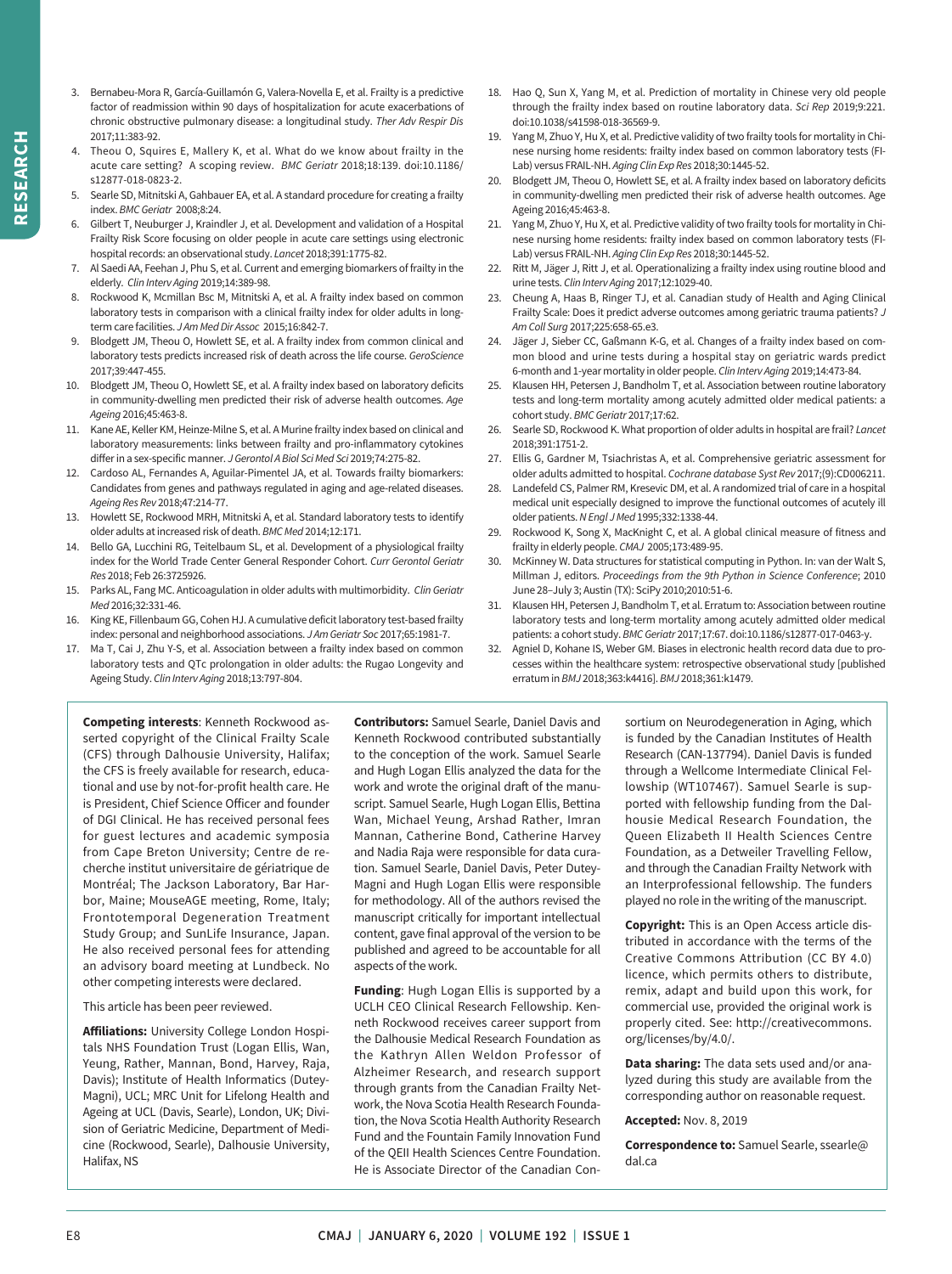3. Bernabeu-Mora R, García-Guillamón G, Valera-Novella E, et al. Frailty is a predictive factor of readmission within 90 days of hospitalization for acute exacerbations of chronic obstructive pulmonary disease: a longitudinal study. *Ther Adv Respir Dis* 2017;11:383-92.
4. Theou O, Squires E, Mallery K, et al. What do we know about frailty in the acute care setting? A scoping review. *BMC Geriatr* 2018;18:139. doi:10.1186/s12877-018-0823-2.
5. Searle SD, Mitnitski A, Gahbauer EA, et al. A standard procedure for creating a frailty index. *BMC Geriatr* 2008;8:24.
6. Gilbert T, Neuburger J, Kraindler J, et al. Development and validation of a Hospital Frailty Risk Score focusing on older people in acute care settings using electronic hospital records: an observational study. *Lancet* 2018;391:1775-82.
7. Al Saedi AA, Feehan J, Phu S, et al. Current and emerging biomarkers of frailty in the elderly. *Clin Interv Aging* 2019;14:389-98.
8. Rockwood K, Mcmillan Bsc M, Mitnitski A, et al. A frailty index based on common laboratory tests in comparison with a clinical frailty index for older adults in long-term care facilities. *J Am Med Dir Assoc* 2015;16:842-7.
9. Blodgett JM, Theou O, Howlett SE, et al. A frailty index from common clinical and laboratory tests predicts increased risk of death across the life course. *GeroScience* 2017;39:447-455.
10. Blodgett JM, Theou O, Howlett SE, et al. A frailty index based on laboratory deficits in community-dwelling men predicted their risk of adverse health outcomes. *Age Ageing* 2016;45:463-8.
11. Kane AE, Keller KM, Heinze-Milne S, et al. A Murine frailty index based on clinical and laboratory measurements: links between frailty and pro-inflammatory cytokines differ in a sex-specific manner. *J Gerontol A Biol Sci Med Sci* 2019;74:275-82.
12. Cardoso AL, Fernandes A, Aguilar-Pimentel JA, et al. Towards frailty biomarkers: Candidates from genes and pathways regulated in aging and age-related diseases. *Ageing Res Rev* 2018;47:214-77.
13. Howlett SE, Rockwood MRH, Mitnitski A, et al. Standard laboratory tests to identify older adults at increased risk of death. *BMC Med* 2014;12:171.
14. Bello GA, Lucchini RG, Teitelbaum SL, et al. Development of a physiological frailty index for the World Trade Center General Responder Cohort. *Curr Gerontol Geriatr Res* 2018; Feb 26:3725926.
15. Parks AL, Fang MC. Anticoagulation in older adults with multimorbidity. *Clin Geriatr Med* 2016;32:331-46.
16. King KE, Fillenbaum GG, Cohen HJ. A cumulative deficit laboratory test-based frailty index: personal and neighborhood associations. *J Am Geriatr Soc* 2017;65:1981-7.
17. Ma T, Cai J, Zhu Y-S, et al. Association between a frailty index based on common laboratory tests and QTc prolongation in older adults: the Rugao Longevity and Ageing Study. *Clin Interv Aging* 2018;13:797-804.
18. Hao Q, Sun X, Yang M, et al. Prediction of mortality in Chinese very old people through the frailty index based on routine laboratory data. *Sci Rep* 2019;9:221. doi:10.1038/s41598-018-36569-9.
19. Yang M, Zhuo Y, Hu X, et al. Predictive validity of two frailty tools for mortality in Chinese nursing home residents: frailty index based on common laboratory tests (FI-Lab) versus FRAIL-NH. *Aging Clin Exp Res* 2018;30:1445-52.
20. Blodgett JM, Theou O, Howlett SE, et al. A frailty index based on laboratory deficits in community-dwelling men predicted their risk of adverse health outcomes. Age Ageing 2016;45:463-8.
21. Yang M, Zhuo Y, Hu X, et al. Predictive validity of two frailty tools for mortality in Chinese nursing home residents: frailty index based on common laboratory tests (FI-Lab) versus FRAIL-NH. *Aging Clin Exp Res* 2018;30:1445-52.
22. Ritt M, Jäger J, Ritt J, et al. Operationalizing a frailty index using routine blood and urine tests. *Clin Interv Aging* 2017;12:1029-40.
23. Cheung A, Haas B, Ringer TJ, et al. Canadian study of Health and Aging Clinical Frailty Scale: Does it predict adverse outcomes among geriatric trauma patients? *J Am Coll Surg* 2017;225:658-65.e3.
24. Jäger J, Sieber CC, Gaßmann K-G, et al. Changes of a frailty index based on common blood and urine tests during a hospital stay on geriatric wards predict 6-month and 1-year mortality in older people. *Clin Interv Aging* 2019;14:473-84.
25. Klausen HH, Petersen J, Bandholm T, et al. Association between routine laboratory tests and long-term mortality among acutely admitted older medical patients: a cohort study. *BMC Geriatr* 2017;17:62.
26. Searle SD, Rockwood K. What proportion of older adults in hospital are frail? *Lancet* 2018;391:1751-2.
27. Ellis G, Gardner M, Tsiachristas A, et al. Comprehensive geriatric assessment for older adults admitted to hospital. *Cochrane database Syst Rev* 2017;(9):CD006211.
28. Landefeld CS, Palmer RM, Kresevic DM, et al. A randomized trial of care in a hospital medical unit especially designed to improve the functional outcomes of acutely ill older patients. *N Engl J Med* 1995;332:1338-44.
29. Rockwood K, Song X, MacKnight C, et al. A global clinical measure of fitness and frailty in elderly people. *CMAJ* 2005;173:489-95.
30. McKinney W. Data structures for statistical computing in Python. In: van der Walt S, Millman J, editors. *Proceedings from the 9th Python in Science Conference*; 2010 June 28–July 3; Austin (TX): SciPy 2010;2010:51-6.
31. Klausen HH, Petersen J, Bandholm T, et al. Erratum to: Association between routine laboratory tests and long-term mortality among acutely admitted older medical patients: a cohort study. *BMC Geriatr* 2017;17:67. doi:10.1186/s12877-017-0463-y.
32. Agniel D, Kohane IS, Weber GM. Biases in electronic health record data due to processes within the healthcare system: retrospective observational study [published erratum in *BMJ* 2018;363:k4416]. *BMJ* 2018;361:k1479.

**Competing interests**: Kenneth Rockwood asserted copyright of the Clinical Frailty Scale (CFS) through Dalhousie University, Halifax; the CFS is freely available for research, educational and use by not-for-profit health care. He is President, Chief Science Officer and founder of DGI Clinical. He has received personal fees for guest lectures and academic symposia from Cape Breton University; Centre de recherche institut universitaire de gériatrique de Montréal; The Jackson Laboratory, Bar Harbor, Maine; MouseAGE meeting, Rome, Italy; Frontotemporal Degeneration Treatment Study Group; and SunLife Insurance, Japan. He also received personal fees for attending an advisory board meeting at Lundbeck. No other competing interests were declared.

This article has been peer reviewed.

**Affiliations:** University College London Hospitals NHS Foundation Trust (Logan Ellis, Wan, Yeung, Rather, Mannan, Bond, Harvey, Raja, Davis); Institute of Health Informatics (Dutey-Magni), UCL; MRC Unit for Lifelong Health and Ageing at UCL (Davis, Searle), London, UK; Division of Geriatric Medicine, Department of Medicine (Rockwood, Searle), Dalhousie University, Halifax, NS

**Contributors:** Samuel Searle, Daniel Davis and Kenneth Rockwood contributed substantially to the conception of the work. Samuel Searle and Hugh Logan Ellis analyzed the data for the work and wrote the original draft of the manuscript. Samuel Searle, Hugh Logan Ellis, Bettina Wan, Michael Yeung, Arshad Rather, Imran Mannan, Catherine Bond, Catherine Harvey and Nadia Raja were responsible for data curation. Samuel Searle, Daniel Davis, Peter Dutey-Magni and Hugh Logan Ellis were responsible for methodology. All of the authors revised the manuscript critically for important intellectual content, gave final approval of the version to be published and agreed to be accountable for all aspects of the work.

**Funding**: Hugh Logan Ellis is supported by a UCLH CEO Clinical Research Fellowship. Kenneth Rockwood receives career support from the Dalhousie Medical Research Foundation as the Kathryn Allen Weldon Professor of Alzheimer Research, and research support through grants from the Canadian Frailty Network, the Nova Scotia Health Research Foundation, the Nova Scotia Health Authority Research Fund and the Fountain Family Innovation Fund of the QEII Health Sciences Centre Foundation. He is Associate Director of the Canadian Consortium on Neurodegeneration in Aging, which is funded by the Canadian Institutes of Health Research (CAN-137794). Daniel Davis is funded through a Wellcome Intermediate Clinical Fellowship (WT107467). Samuel Searle is supported with fellowship funding from the Dalhousie Medical Research Foundation, the Queen Elizabeth II Health Sciences Centre Foundation, as a Detweiler Travelling Fellow, and through the Canadian Frailty Network with an Interprofessional fellowship. The funders played no role in the writing of the manuscript.

**Copyright:** This is an Open Access article distributed in accordance with the terms of the Creative Commons Attribution (CC BY 4.0) licence, which permits others to distribute, remix, adapt and build upon this work, for commercial use, provided the original work is properly cited. See: http://creativecommons.org/licenses/by/4.0/.

**Data sharing:** The data sets used and/or analyzed during this study are available from the corresponding author on reasonable request.

**Accepted:** Nov. 8, 2019

**Correspondence to:** Samuel Searle, ssearle@dal.ca